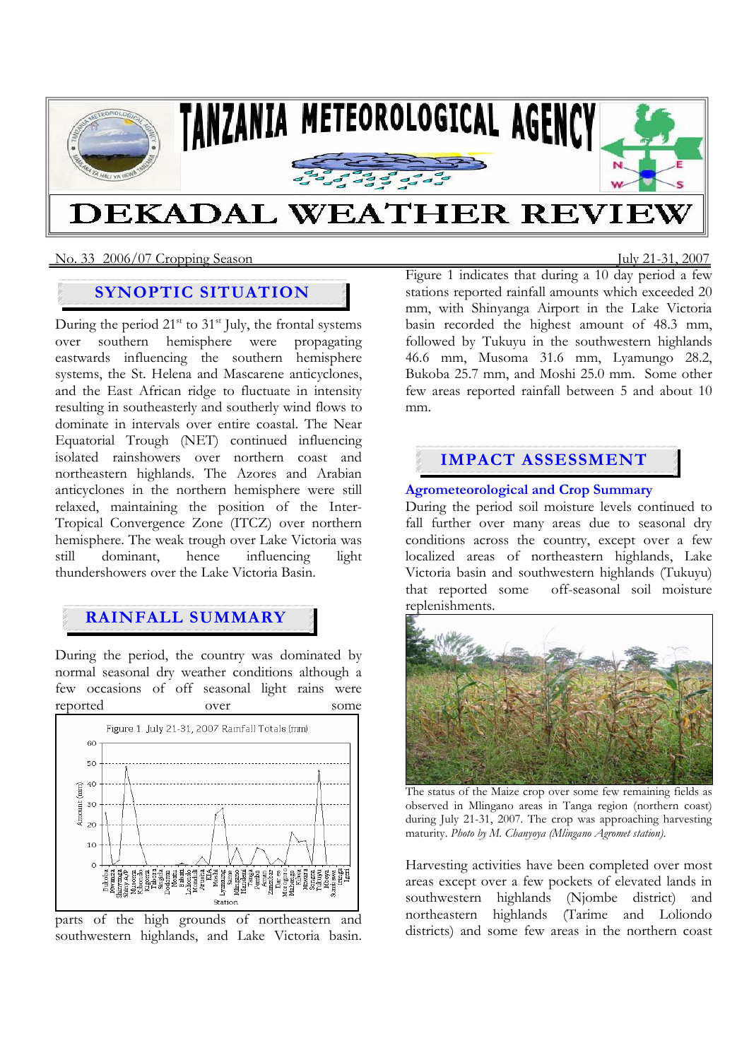# TANZANIA METEOROLOGICAL AGENCY

# DEKADAL WEATHER REVIEW

No. 33 2006/07 Cropping Season — July 21-31, 2007

## SYNOPTIC SITUATION

During the period 21st to 31st July, the frontal systems over southern hemisphere were propagating eastwards influencing the southern hemisphere systems, the St. Helena and Mascarene anticyclones, and the East African ridge to fluctuate in intensity resulting in southeasterly and southerly wind flows to dominate in intervals over entire coastal. The Near Equatorial Trough (NET) continued influencing isolated rainshowers over northern coast and northeastern highlands. The Azores and Arabian anticyclones in the northern hemisphere were still relaxed, maintaining the position of the Inter-Tropical Convergence Zone (ITCZ) over northern hemisphere. The weak trough over Lake Victoria was still dominant, hence influencing light thundershowers over the Lake Victoria Basin.

## RAINFALL SUMMARY

During the period, the country was dominated by normal seasonal dry weather conditions although a few occasions of off seasonal light rains were reported over some parts of the high grounds of northeastern and southwestern highlands, and Lake Victoria basin.

Figure 1: July 21-31, 2007 Rainfall Totals (mm)

Figure 1 indicates that during a 10 day period a few stations reported rainfall amounts which exceeded 20 mm, with Shinyanga Airport in the Lake Victoria basin recorded the highest amount of 48.3 mm, followed by Tukuyu in the southwestern highlands 46.6 mm, Musoma 31.6 mm, Lyamungo 28.2, Bukoba 25.7 mm, and Moshi 25.0 mm. Some other few areas reported rainfall between 5 and about 10 mm.

## IMPACT ASSESSMENT

### Agrometeorological and Crop Summary

During the period soil moisture levels continued to fall further over many areas due to seasonal dry conditions across the country, except over a few localized areas of northeastern highlands, Lake Victoria basin and southwestern highlands (Tukuyu) that reported some off-seasonal soil moisture replenishments.

The status of the Maize crop over some few remaining fields as observed in Mlingano areas in Tanga region (northern coast) during July 21-31, 2007. The crop was approaching harvesting maturity. *Photo by M. Chanyoya (Mlingano Agromet station).*

Harvesting activities have been completed over most areas except over a few pockets of elevated lands in southwestern highlands (Njombe district) and northeastern highlands (Tarime and Loliondo districts) and some few areas in the northern coast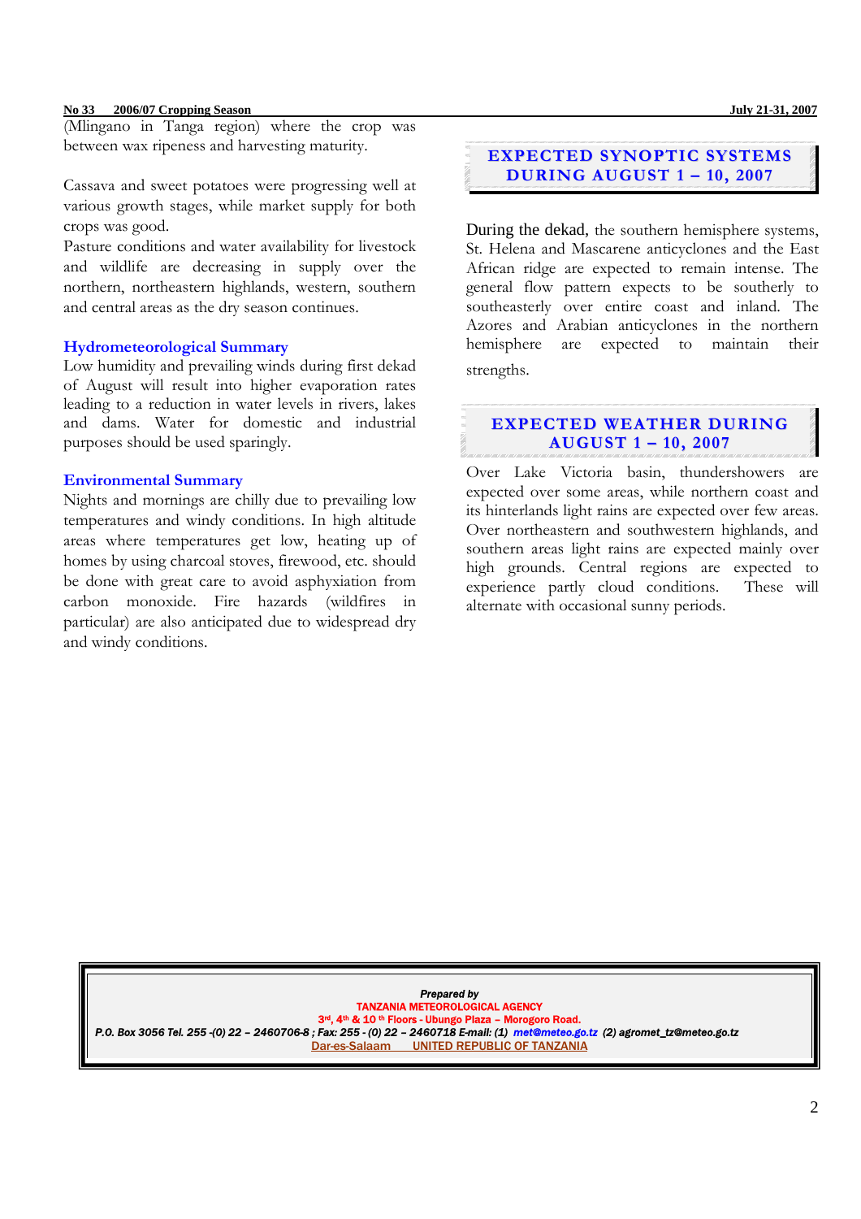(Mlingano in Tanga region) where the crop was between wax ripeness and harvesting maturity.

Cassava and sweet potatoes were progressing well at various growth stages, while market supply for both crops was good.

Pasture conditions and water availability for livestock and wildlife are decreasing in supply over the northern, northeastern highlands, western, southern and central areas as the dry season continues.

### Hydrometeorological Summary

Low humidity and prevailing winds during first dekad of August will result into higher evaporation rates leading to a reduction in water levels in rivers, lakes and dams. Water for domestic and industrial purposes should be used sparingly.

### Environmental Summary

Nights and mornings are chilly due to prevailing low temperatures and windy conditions. In high altitude areas where temperatures get low, heating up of homes by using charcoal stoves, firewood, etc. should be done with great care to avoid asphyxiation from carbon monoxide. Fire hazards (wildfires in particular) are also anticipated due to widespread dry and windy conditions.

## EXPECTED SYNOPTIC SYSTEMS DURING AUGUST 1 – 10, 2007

During the dekad, the southern hemisphere systems, St. Helena and Mascarene anticyclones and the East African ridge are expected to remain intense. The general flow pattern expects to be southerly to southeasterly over entire coast and inland. The Azores and Arabian anticyclones in the northern hemisphere are expected to maintain their strengths.

## EXPECTED WEATHER DURING AUGUST 1 – 10, 2007

Over Lake Victoria basin, thundershowers are expected over some areas, while northern coast and its hinterlands light rains are expected over few areas. Over northeastern and southwestern highlands, and southern areas light rains are expected mainly over high grounds. Central regions are expected to experience partly cloud conditions. These will alternate with occasional sunny periods.

*Prepared by*
**TANZANIA METEOROLOGICAL AGENCY**
3rd, 4th & 10th Floors - Ubungo Plaza – Morogoro Road.
*P.O. Box 3056 Tel. 255 -(0) 22 – 2460706-8 ; Fax: 255 - (0) 22 – 2460718 E-mail: (1) met@meteo.go.tz (2) agromet_tz@meteo.go.tz*
Dar-es-Salaam UNITED REPUBLIC OF TANZANIA